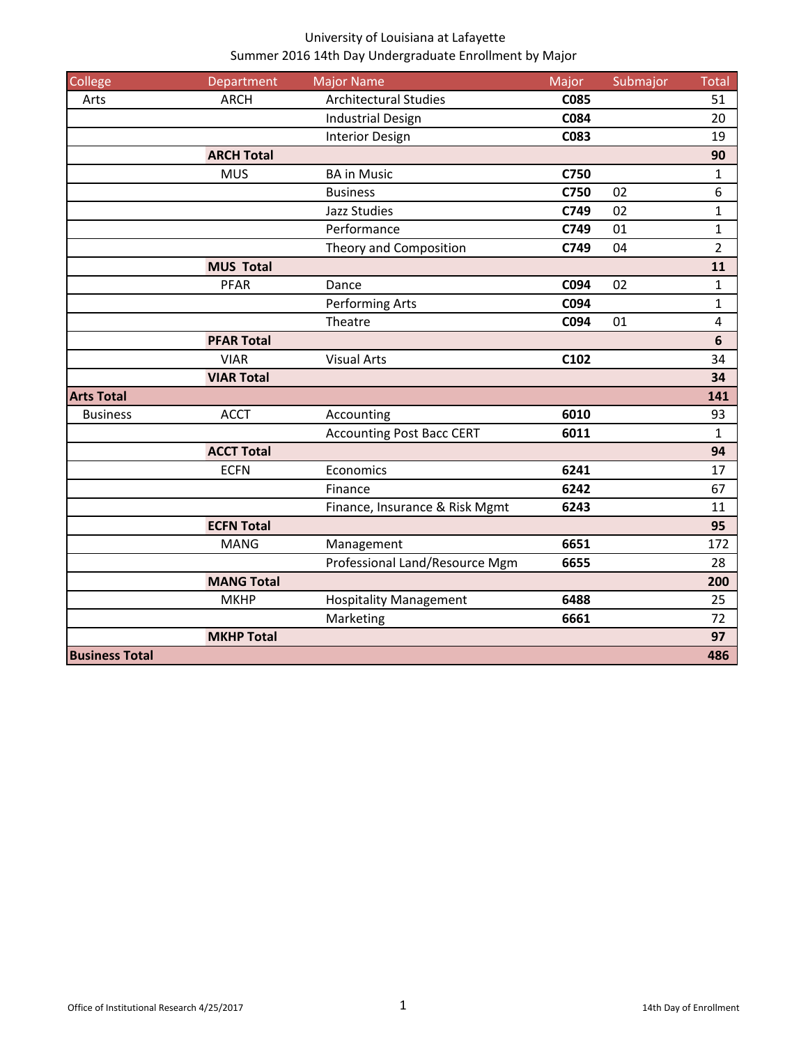# University of Louisiana at Lafayette
## Summer 2016 14th Day Undergraduate Enrollment by Major

| College | Department | Major Name | Major | Submajor | Total |
|---|---|---|---|---|---|
| Arts | ARCH | Architectural Studies | **C085** | | 51 |
| | | Industrial Design | **C084** | | 20 |
| | | Interior Design | **C083** | | 19 |
| | **ARCH Total** | | | | **90** |
| | MUS | BA in Music | **C750** | | 1 |
| | | Business | **C750** | 02 | 6 |
| | | Jazz Studies | **C749** | 02 | 1 |
| | | Performance | **C749** | 01 | 1 |
| | | Theory and Composition | **C749** | 04 | 2 |
| | **MUS Total** | | | | **11** |
| | PFAR | Dance | **C094** | 02 | 1 |
| | | Performing Arts | **C094** | | 1 |
| | | Theatre | **C094** | 01 | 4 |
| | **PFAR Total** | | | | **6** |
| | VIAR | Visual Arts | **C102** | | 34 |
| | **VIAR Total** | | | | **34** |
| **Arts Total** | | | | | **141** |
| Business | ACCT | Accounting | **6010** | | 93 |
| | | Accounting Post Bacc CERT | **6011** | | 1 |
| | **ACCT Total** | | | | **94** |
| | ECFN | Economics | **6241** | | 17 |
| | | Finance | **6242** | | 67 |
| | | Finance, Insurance & Risk Mgmt | **6243** | | 11 |
| | **ECFN Total** | | | | **95** |
| | MANG | Management | **6651** | | 172 |
| | | Professional Land/Resource Mgm | **6655** | | 28 |
| | **MANG Total** | | | | **200** |
| | MKHP | Hospitality Management | **6488** | | 25 |
| | | Marketing | **6661** | | 72 |
| | **MKHP Total** | | | | **97** |
| **Business Total** | | | | | **486** |

Office of Institutional Research 4/25/2017 — 14th Day of Enrollment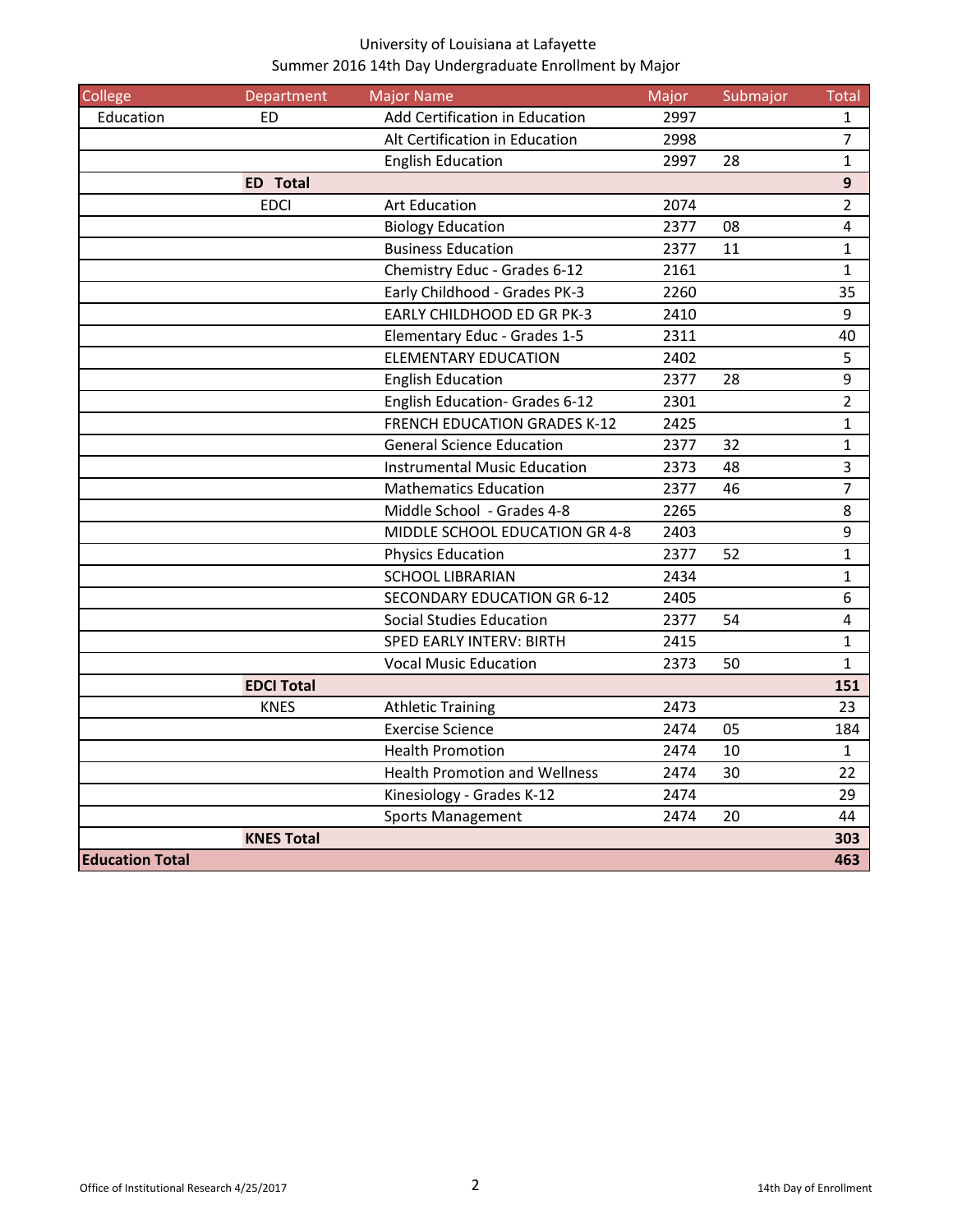University of Louisiana at Lafayette
Summer 2016 14th Day Undergraduate Enrollment by Major

| College | Department | Major Name | Major | Submajor | Total |
|---|---|---|---|---|---|
| Education | ED | Add Certification in Education | 2997 | | 1 |
| | | Alt Certification in Education | 2998 | | 7 |
| | | English Education | 2997 | 28 | 1 |
| | **ED Total** | | | | **9** |
| | EDCI | Art Education | 2074 | | 2 |
| | | Biology Education | 2377 | 08 | 4 |
| | | Business Education | 2377 | 11 | 1 |
| | | Chemistry Educ - Grades 6-12 | 2161 | | 1 |
| | | Early Childhood - Grades PK-3 | 2260 | | 35 |
| | | EARLY CHILDHOOD ED GR PK-3 | 2410 | | 9 |
| | | Elementary Educ - Grades 1-5 | 2311 | | 40 |
| | | ELEMENTARY EDUCATION | 2402 | | 5 |
| | | English Education | 2377 | 28 | 9 |
| | | English Education- Grades 6-12 | 2301 | | 2 |
| | | FRENCH EDUCATION GRADES K-12 | 2425 | | 1 |
| | | General Science Education | 2377 | 32 | 1 |
| | | Instrumental Music Education | 2373 | 48 | 3 |
| | | Mathematics Education | 2377 | 46 | 7 |
| | | Middle School - Grades 4-8 | 2265 | | 8 |
| | | MIDDLE SCHOOL EDUCATION GR 4-8 | 2403 | | 9 |
| | | Physics Education | 2377 | 52 | 1 |
| | | SCHOOL LIBRARIAN | 2434 | | 1 |
| | | SECONDARY EDUCATION GR 6-12 | 2405 | | 6 |
| | | Social Studies Education | 2377 | 54 | 4 |
| | | SPED EARLY INTERV: BIRTH | 2415 | | 1 |
| | | Vocal Music Education | 2373 | 50 | 1 |
| | **EDCI Total** | | | | **151** |
| | KNES | Athletic Training | 2473 | | 23 |
| | | Exercise Science | 2474 | 05 | 184 |
| | | Health Promotion | 2474 | 10 | 1 |
| | | Health Promotion and Wellness | 2474 | 30 | 22 |
| | | Kinesiology - Grades K-12 | 2474 | | 29 |
| | | Sports Management | 2474 | 20 | 44 |
| | **KNES Total** | | | | **303** |
| **Education Total** | | | | | **463** |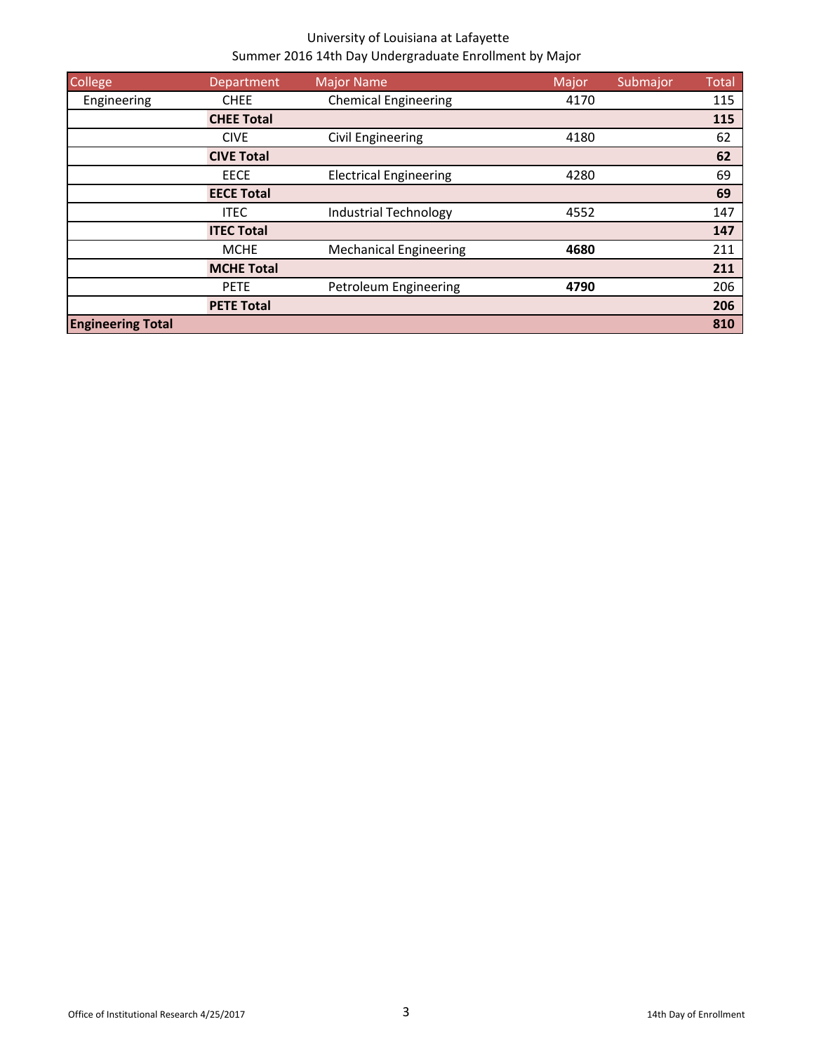University of Louisiana at Lafayette
Summer 2016 14th Day Undergraduate Enrollment by Major

| College | Department | Major Name | Major | Submajor | Total |
|---|---|---|---|---|---|
| Engineering | CHEE | Chemical Engineering | 4170 | | 115 |
| | **CHEE Total** | | | | **115** |
| | CIVE | Civil Engineering | 4180 | | 62 |
| | **CIVE Total** | | | | **62** |
| | EECE | Electrical Engineering | 4280 | | 69 |
| | **EECE Total** | | | | **69** |
| | ITEC | Industrial Technology | 4552 | | 147 |
| | **ITEC Total** | | | | **147** |
| | MCHE | Mechanical Engineering | **4680** | | 211 |
| | **MCHE Total** | | | | **211** |
| | PETE | Petroleum Engineering | **4790** | | 206 |
| | **PETE Total** | | | | **206** |
| **Engineering Total** | | | | | **810** |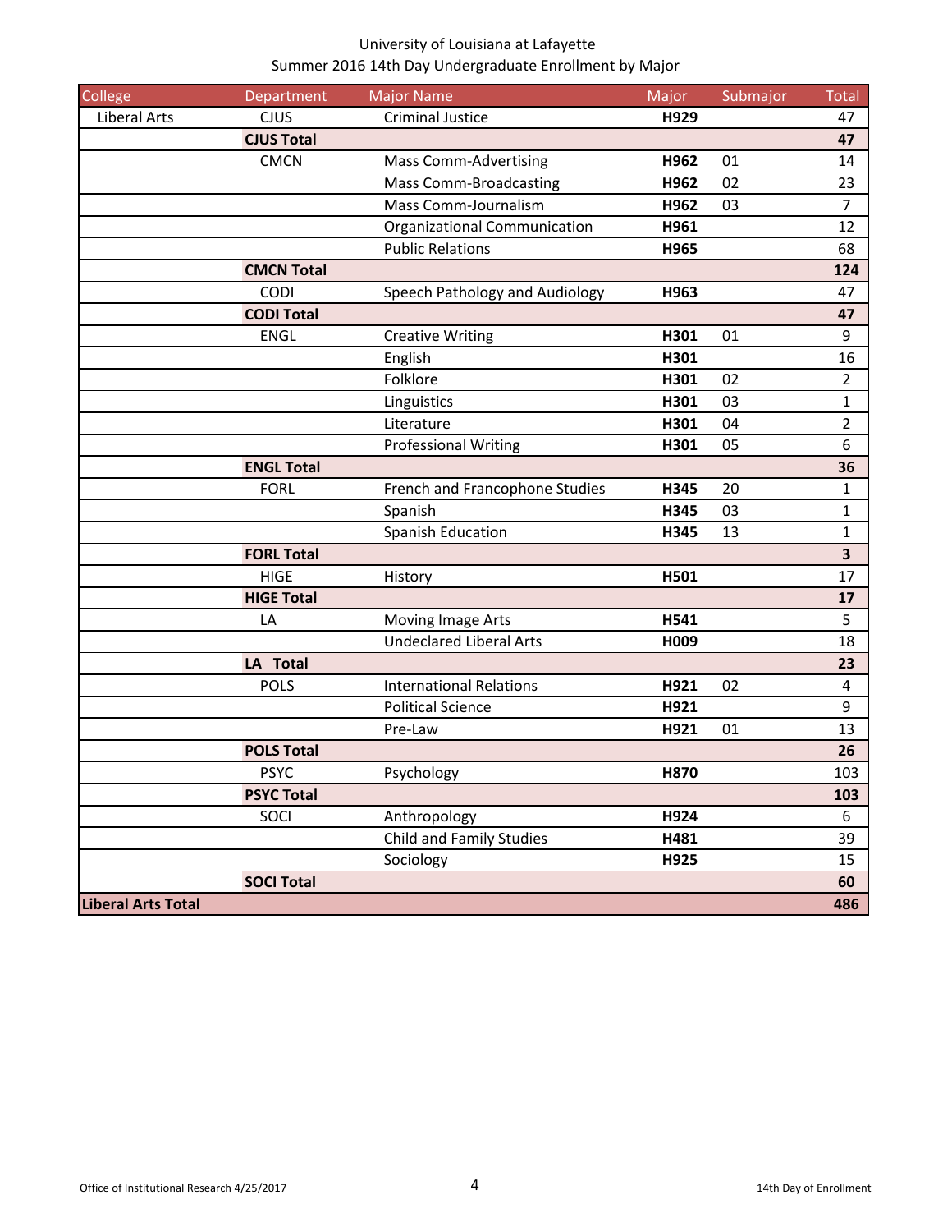University of Louisiana at Lafayette
Summer 2016 14th Day Undergraduate Enrollment by Major

| College | Department | Major Name | Major | Submajor | Total |
|---|---|---|---|---|---|
| Liberal Arts | CJUS | Criminal Justice | **H929** | | 47 |
| | **CJUS Total** | | | | **47** |
| | CMCN | Mass Comm-Advertising | **H962** | 01 | 14 |
| | | Mass Comm-Broadcasting | **H962** | 02 | 23 |
| | | Mass Comm-Journalism | **H962** | 03 | 7 |
| | | Organizational Communication | **H961** | | 12 |
| | | Public Relations | **H965** | | 68 |
| | **CMCN Total** | | | | **124** |
| | CODI | Speech Pathology and Audiology | **H963** | | 47 |
| | **CODI Total** | | | | **47** |
| | ENGL | Creative Writing | **H301** | 01 | 9 |
| | | English | **H301** | | 16 |
| | | Folklore | **H301** | 02 | 2 |
| | | Linguistics | **H301** | 03 | 1 |
| | | Literature | **H301** | 04 | 2 |
| | | Professional Writing | **H301** | 05 | 6 |
| | **ENGL Total** | | | | **36** |
| | FORL | French and Francophone Studies | **H345** | 20 | 1 |
| | | Spanish | **H345** | 03 | 1 |
| | | Spanish Education | **H345** | 13 | 1 |
| | **FORL Total** | | | | **3** |
| | HIGE | History | **H501** | | 17 |
| | **HIGE Total** | | | | **17** |
| | LA | Moving Image Arts | **H541** | | 5 |
| | | Undeclared Liberal Arts | **H009** | | 18 |
| | **LA Total** | | | | **23** |
| | POLS | International Relations | **H921** | 02 | 4 |
| | | Political Science | **H921** | | 9 |
| | | Pre-Law | **H921** | 01 | 13 |
| | **POLS Total** | | | | **26** |
| | PSYC | Psychology | **H870** | | 103 |
| | **PSYC Total** | | | | **103** |
| | SOCI | Anthropology | **H924** | | 6 |
| | | Child and Family Studies | **H481** | | 39 |
| | | Sociology | **H925** | | 15 |
| | **SOCI Total** | | | | **60** |
| **Liberal Arts Total** | | | | | **486** |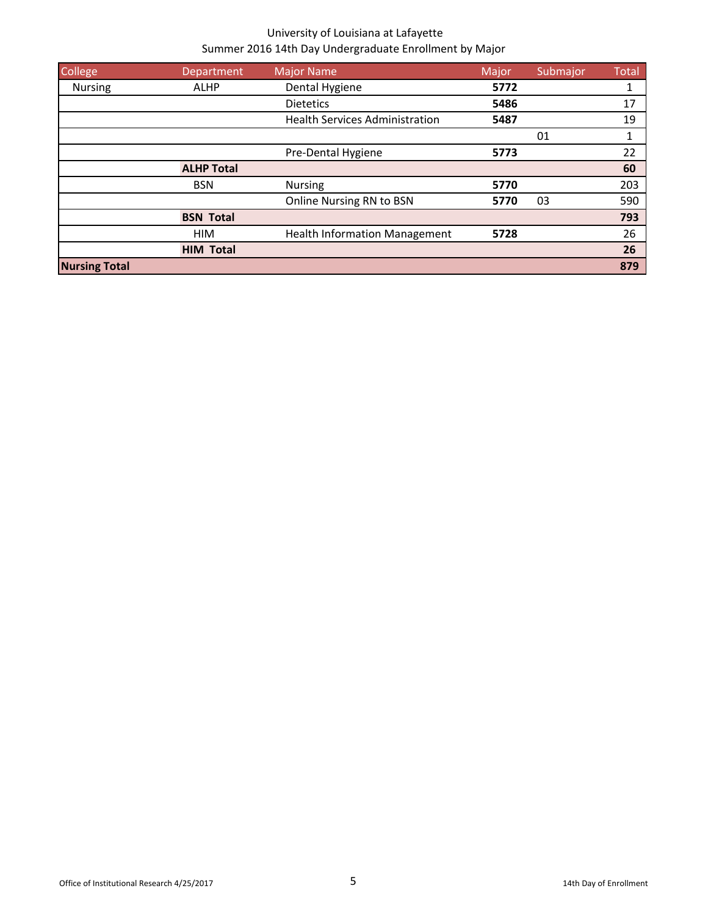University of Louisiana at Lafayette
Summer 2016 14th Day Undergraduate Enrollment by Major

| College | Department | Major Name | Major | Submajor | Total |
|---|---|---|---|---|---|
| Nursing | ALHP | Dental Hygiene | **5772** | | 1 |
| | | Dietetics | **5486** | | 17 |
| | | Health Services Administration | **5487** | | 19 |
| | | | | 01 | 1 |
| | | Pre-Dental Hygiene | **5773** | | 22 |
| | **ALHP Total** | | | | **60** |
| | BSN | Nursing | **5770** | | 203 |
| | | Online Nursing RN to BSN | **5770** | 03 | 590 |
| | **BSN Total** | | | | **793** |
| | HIM | Health Information Management | **5728** | | 26 |
| | **HIM Total** | | | | **26** |
| **Nursing Total** | | | | | **879** |

Office of Institutional Research 4/25/2017 | 14th Day of Enrollment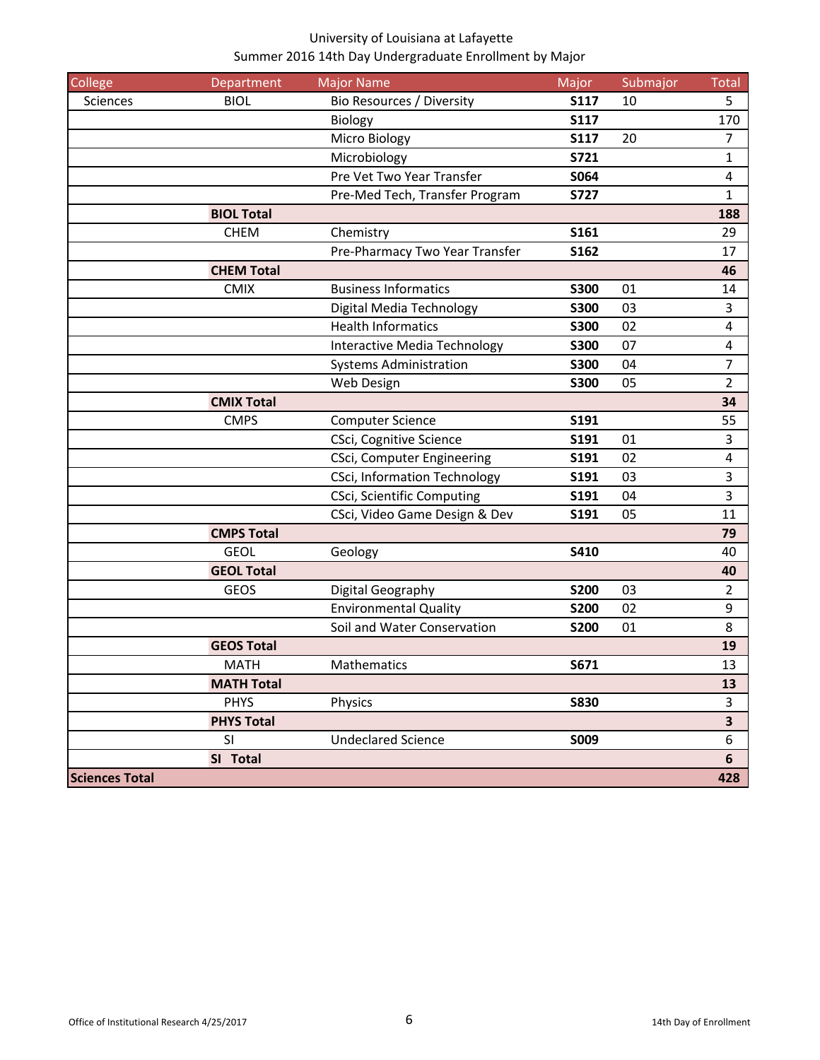University of Louisiana at Lafayette
Summer 2016 14th Day Undergraduate Enrollment by Major

| College | Department | Major Name | Major | Submajor | Total |
|---|---|---|---|---|---|
| Sciences | BIOL | Bio Resources / Diversity | **S117** | 10 | 5 |
| | | Biology | **S117** | | 170 |
| | | Micro Biology | **S117** | 20 | 7 |
| | | Microbiology | **S721** | | 1 |
| | | Pre Vet Two Year Transfer | **S064** | | 4 |
| | | Pre-Med Tech, Transfer Program | **S727** | | 1 |
| | **BIOL Total** | | | | **188** |
| | CHEM | Chemistry | **S161** | | 29 |
| | | Pre-Pharmacy Two Year Transfer | **S162** | | 17 |
| | **CHEM Total** | | | | **46** |
| | CMIX | Business Informatics | **S300** | 01 | 14 |
| | | Digital Media Technology | **S300** | 03 | 3 |
| | | Health Informatics | **S300** | 02 | 4 |
| | | Interactive Media Technology | **S300** | 07 | 4 |
| | | Systems Administration | **S300** | 04 | 7 |
| | | Web Design | **S300** | 05 | 2 |
| | **CMIX Total** | | | | **34** |
| | CMPS | Computer Science | **S191** | | 55 |
| | | CSci, Cognitive Science | **S191** | 01 | 3 |
| | | CSci, Computer Engineering | **S191** | 02 | 4 |
| | | CSci, Information Technology | **S191** | 03 | 3 |
| | | CSci, Scientific Computing | **S191** | 04 | 3 |
| | | CSci, Video Game Design & Dev | **S191** | 05 | 11 |
| | **CMPS Total** | | | | **79** |
| | GEOL | Geology | **S410** | | 40 |
| | **GEOL Total** | | | | **40** |
| | GEOS | Digital Geography | **S200** | 03 | 2 |
| | | Environmental Quality | **S200** | 02 | 9 |
| | | Soil and Water Conservation | **S200** | 01 | 8 |
| | **GEOS Total** | | | | **19** |
| | MATH | Mathematics | **S671** | | 13 |
| | **MATH Total** | | | | **13** |
| | PHYS | Physics | **S830** | | 3 |
| | **PHYS Total** | | | | **3** |
| | SI | Undeclared Science | **S009** | | 6 |
| | **SI Total** | | | | **6** |
| **Sciences Total** | | | | | **428** |

Office of Institutional Research 4/25/2017 — 14th Day of Enrollment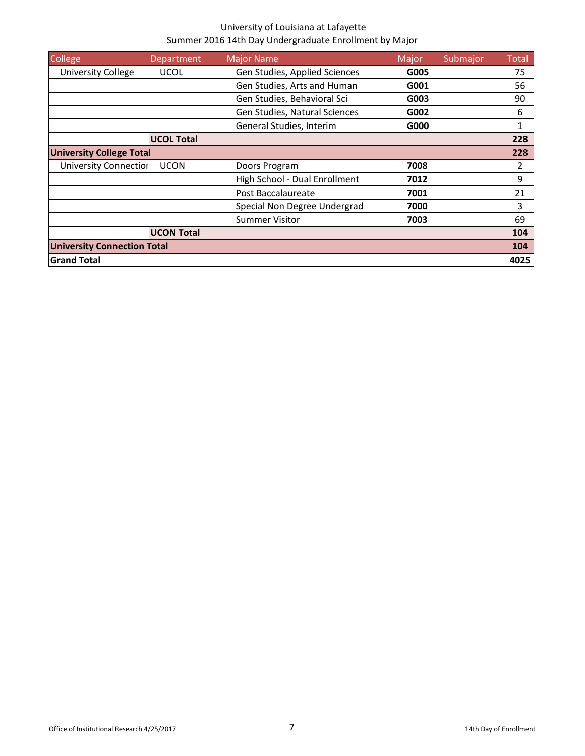University of Louisiana at Lafayette
Summer 2016 14th Day Undergraduate Enrollment by Major

| College | Department | Major Name | Major | Submajor | Total |
|---|---|---|---|---|---|
| University College | UCOL | Gen Studies, Applied Sciences | **G005** | | 75 |
| | | Gen Studies, Arts and Human | **G001** | | 56 |
| | | Gen Studies, Behavioral Sci | **G003** | | 90 |
| | | Gen Studies, Natural Sciences | **G002** | | 6 |
| | | General Studies, Interim | **G000** | | 1 |
| | **UCOL Total** | | | | **228** |
| **University College Total** | | | | | **228** |
| University Connectior | UCON | Doors Program | **7008** | | 2 |
| | | High School - Dual Enrollment | **7012** | | 9 |
| | | Post Baccalaureate | **7001** | | 21 |
| | | Special Non Degree Undergrad | **7000** | | 3 |
| | | Summer Visitor | **7003** | | 69 |
| | **UCON Total** | | | | **104** |
| **University Connection Total** | | | | | **104** |
| **Grand Total** | | | | | **4025** |

Office of Institutional Research 4/25/2017

14th Day of Enrollment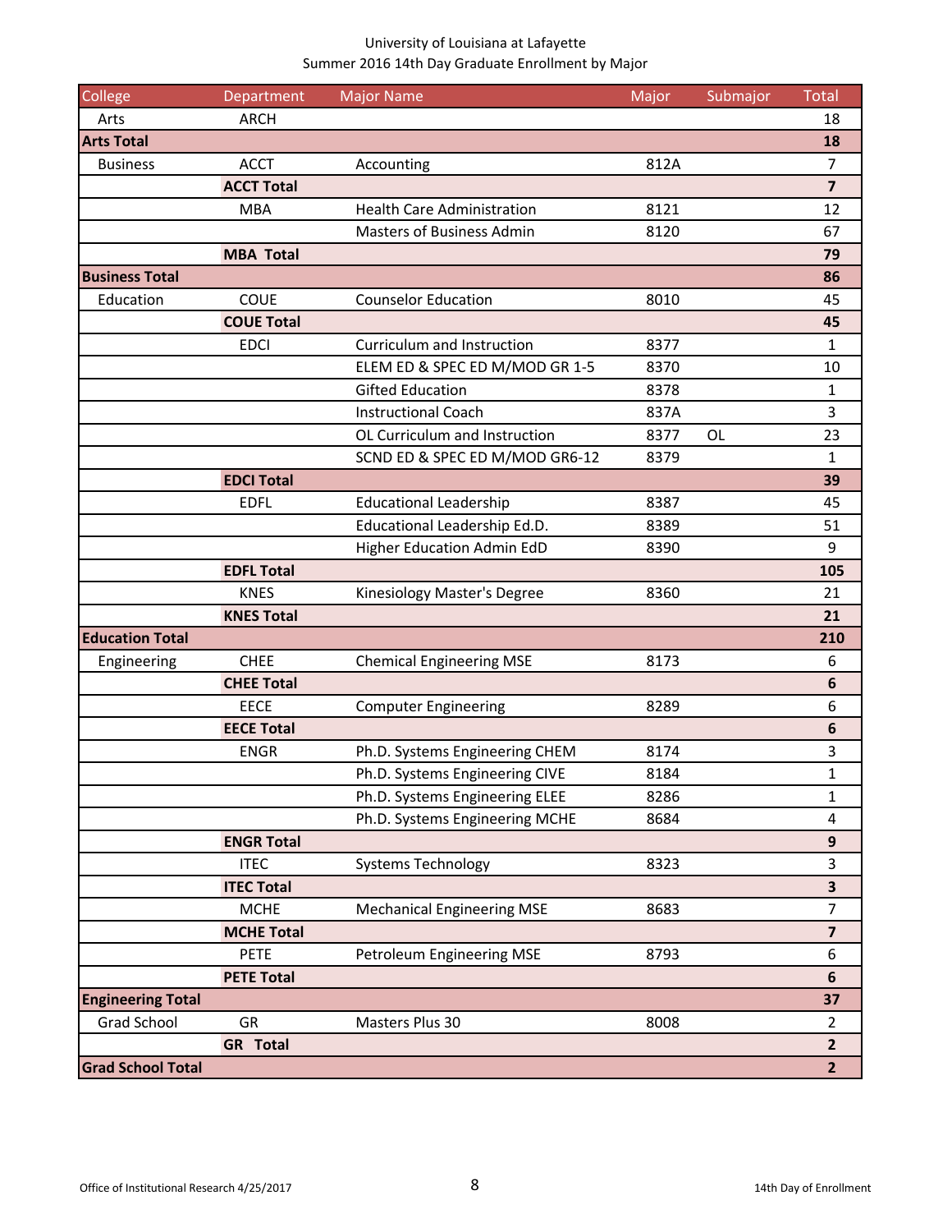University of Louisiana at Lafayette

Summer 2016 14th Day Graduate Enrollment by Major

| College | Department | Major Name | Major | Submajor | Total |
|---|---|---|---|---|---|
| Arts | ARCH | | | | 18 |
| **Arts Total** | | | | | **18** |
| Business | ACCT | Accounting | 812A | | 7 |
| | **ACCT Total** | | | | **7** |
| | MBA | Health Care Administration | 8121 | | 12 |
| | | Masters of Business Admin | 8120 | | 67 |
| | **MBA Total** | | | | **79** |
| **Business Total** | | | | | **86** |
| Education | COUE | Counselor Education | 8010 | | 45 |
| | **COUE Total** | | | | **45** |
| | EDCI | Curriculum and Instruction | 8377 | | 1 |
| | | ELEM ED & SPEC ED M/MOD GR 1-5 | 8370 | | 10 |
| | | Gifted Education | 8378 | | 1 |
| | | Instructional Coach | 837A | | 3 |
| | | OL Curriculum and Instruction | 8377 | OL | 23 |
| | | SCND ED & SPEC ED M/MOD GR6-12 | 8379 | | 1 |
| | **EDCI Total** | | | | **39** |
| | EDFL | Educational Leadership | 8387 | | 45 |
| | | Educational Leadership Ed.D. | 8389 | | 51 |
| | | Higher Education Admin EdD | 8390 | | 9 |
| | **EDFL Total** | | | | **105** |
| | KNES | Kinesiology Master's Degree | 8360 | | 21 |
| | **KNES Total** | | | | **21** |
| **Education Total** | | | | | **210** |
| Engineering | CHEE | Chemical Engineering MSE | 8173 | | 6 |
| | **CHEE Total** | | | | **6** |
| | EECE | Computer Engineering | 8289 | | 6 |
| | **EECE Total** | | | | **6** |
| | ENGR | Ph.D. Systems Engineering CHEM | 8174 | | 3 |
| | | Ph.D. Systems Engineering CIVE | 8184 | | 1 |
| | | Ph.D. Systems Engineering ELEE | 8286 | | 1 |
| | | Ph.D. Systems Engineering MCHE | 8684 | | 4 |
| | **ENGR Total** | | | | **9** |
| | ITEC | Systems Technology | 8323 | | 3 |
| | **ITEC Total** | | | | **3** |
| | MCHE | Mechanical Engineering MSE | 8683 | | 7 |
| | **MCHE Total** | | | | **7** |
| | PETE | Petroleum Engineering MSE | 8793 | | 6 |
| | **PETE Total** | | | | **6** |
| **Engineering Total** | | | | | **37** |
| Grad School | GR | Masters Plus 30 | 8008 | | 2 |
| | **GR Total** | | | | **2** |
| **Grad School Total** | | | | | **2** |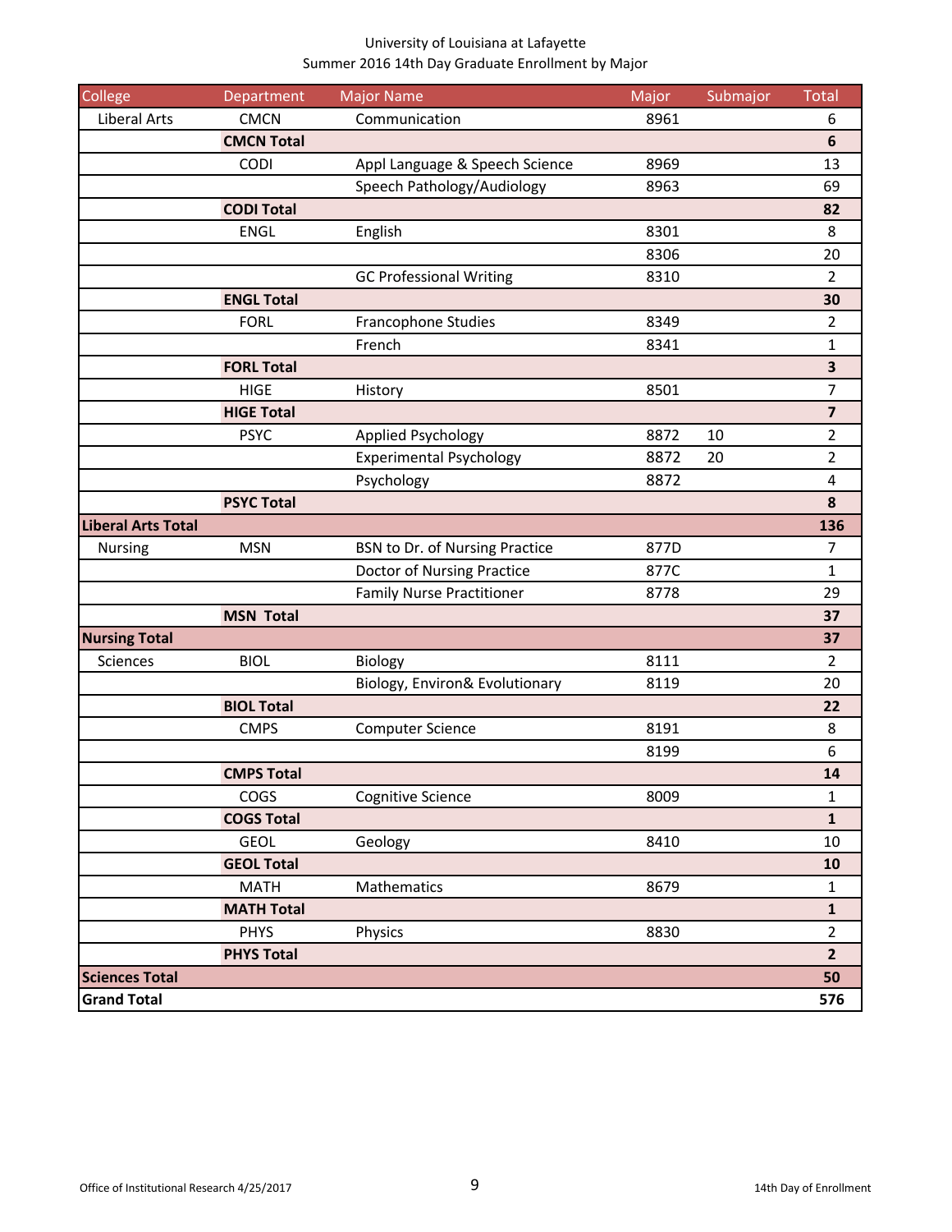University of Louisiana at Lafayette
Summer 2016 14th Day Graduate Enrollment by Major

| College | Department | Major Name | Major | Submajor | Total |
|---|---|---|---|---|---|
| Liberal Arts | CMCN | Communication | 8961 | | 6 |
| | **CMCN Total** | | | | **6** |
| | CODI | Appl Language & Speech Science | 8969 | | 13 |
| | | Speech Pathology/Audiology | 8963 | | 69 |
| | **CODI Total** | | | | **82** |
| | ENGL | English | 8301 | | 8 |
| | | | 8306 | | 20 |
| | | GC Professional Writing | 8310 | | 2 |
| | **ENGL Total** | | | | **30** |
| | FORL | Francophone Studies | 8349 | | 2 |
| | | French | 8341 | | 1 |
| | **FORL Total** | | | | **3** |
| | HIGE | History | 8501 | | 7 |
| | **HIGE Total** | | | | **7** |
| | PSYC | Applied Psychology | 8872 | 10 | 2 |
| | | Experimental Psychology | 8872 | 20 | 2 |
| | | Psychology | 8872 | | 4 |
| | **PSYC Total** | | | | **8** |
| **Liberal Arts Total** | | | | | **136** |
| Nursing | MSN | BSN to Dr. of Nursing Practice | 877D | | 7 |
| | | Doctor of Nursing Practice | 877C | | 1 |
| | | Family Nurse Practitioner | 8778 | | 29 |
| | **MSN Total** | | | | **37** |
| **Nursing Total** | | | | | **37** |
| Sciences | BIOL | Biology | 8111 | | 2 |
| | | Biology, Environ& Evolutionary | 8119 | | 20 |
| | **BIOL Total** | | | | **22** |
| | CMPS | Computer Science | 8191 | | 8 |
| | | | 8199 | | 6 |
| | **CMPS Total** | | | | **14** |
| | COGS | Cognitive Science | 8009 | | 1 |
| | **COGS Total** | | | | **1** |
| | GEOL | Geology | 8410 | | 10 |
| | **GEOL Total** | | | | **10** |
| | MATH | Mathematics | 8679 | | 1 |
| | **MATH Total** | | | | **1** |
| | PHYS | Physics | 8830 | | 2 |
| | **PHYS Total** | | | | **2** |
| **Sciences Total** | | | | | **50** |
| **Grand Total** | | | | | **576** |

Office of Institutional Research 4/25/2017

14th Day of Enrollment